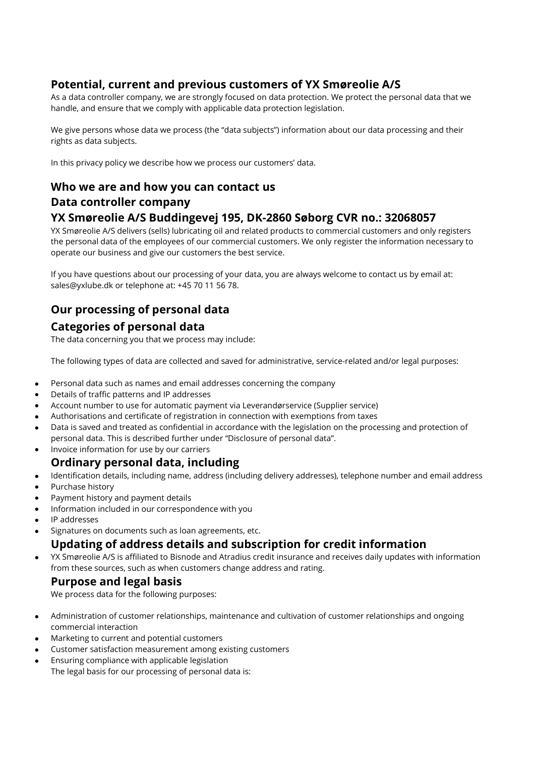## Potential, current and previous customers of YX Smøreolie A/S

As a data controller company, we are strongly focused on data protection. We protect the personal data that we handle, and ensure that we comply with applicable data protection legislation.

We give persons whose data we process (the "data subjects") information about our data processing and their rights as data subjects.

In this privacy policy we describe how we process our customers' data.

## Who we are and how you can contact us

## Data controller company

## YX Smøreolie A/S Buddingevej 195, DK-2860 Søborg CVR no.: 32068057

YX Smøreolie A/S delivers (sells) lubricating oil and related products to commercial customers and only registers the personal data of the employees of our commercial customers. We only register the information necessary to operate our business and give our customers the best service.

If you have questions about our processing of your data, you are always welcome to contact us by email at: sales@yxlube.dk or telephone at: +45 70 11 56 78.

## Our processing of personal data

### Categories of personal data

The data concerning you that we process may include:

The following types of data are collected and saved for administrative, service-related and/or legal purposes:

- Personal data such as names and email addresses concerning the company
- Details of traffic patterns and IP addresses
- Account number to use for automatic payment via Leverandørservice (Supplier service)
- Authorisations and certificate of registration in connection with exemptions from taxes
- Data is saved and treated as confidential in accordance with the legislation on the processing and protection of personal data. This is described further under "Disclosure of personal data".
- Invoice information for use by our carriers

### Ordinary personal data, including

- Identification details, including name, address (including delivery addresses), telephone number and email address
- Purchase history
- Payment history and payment details
- Information included in our correspondence with you
- IP addresses
- Signatures on documents such as loan agreements, etc.

### Updating of address details and subscription for credit information

- YX Smøreolie A/S is affiliated to Bisnode and Atradius credit insurance and receives daily updates with information from these sources, such as when customers change address and rating.

### Purpose and legal basis

We process data for the following purposes:

- Administration of customer relationships, maintenance and cultivation of customer relationships and ongoing commercial interaction
- Marketing to current and potential customers
- Customer satisfaction measurement among existing customers
- Ensuring compliance with applicable legislation

The legal basis for our processing of personal data is: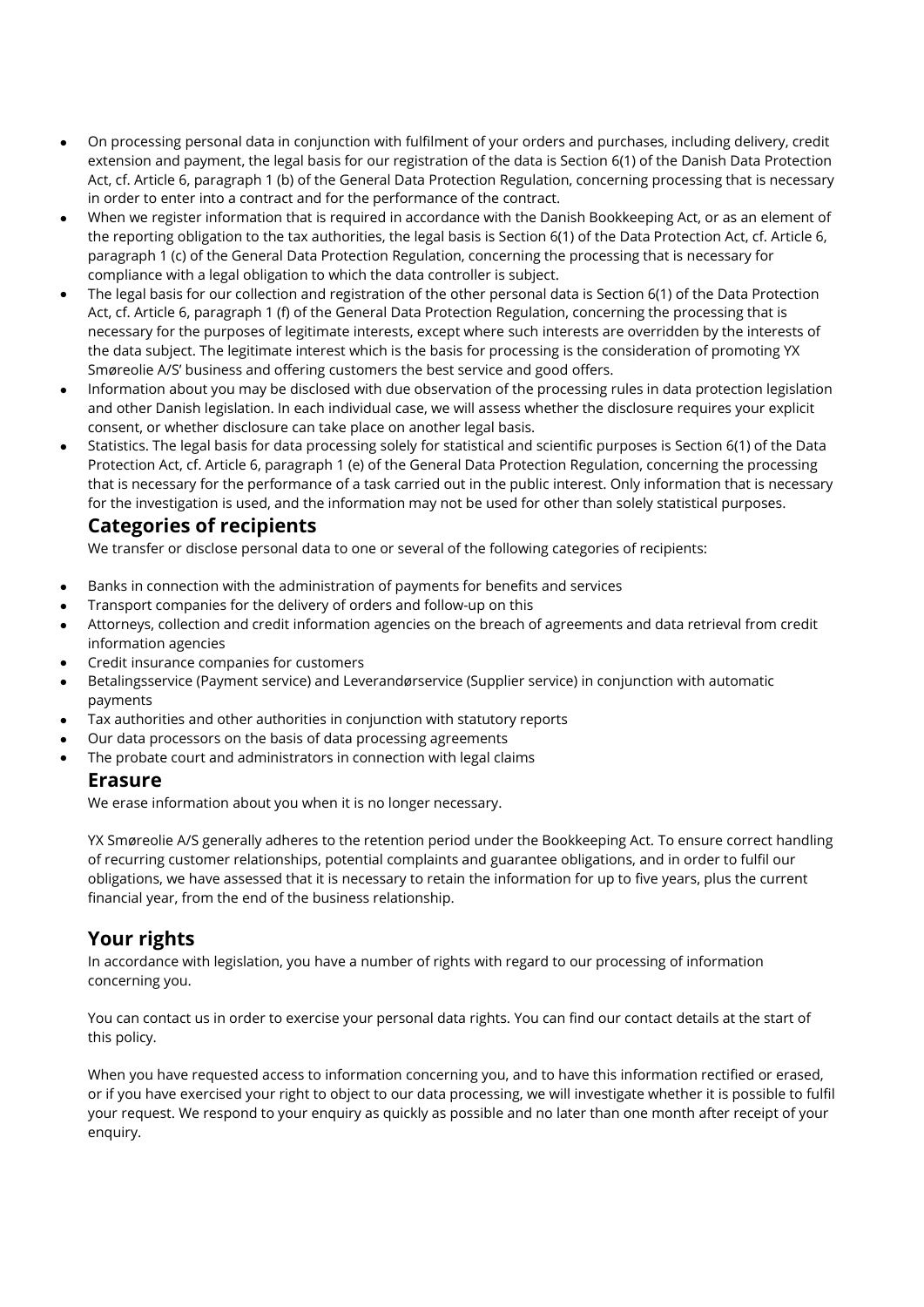- On processing personal data in conjunction with fulfilment of your orders and purchases, including delivery, credit extension and payment, the legal basis for our registration of the data is Section 6(1) of the Danish Data Protection Act, cf. Article 6, paragraph 1 (b) of the General Data Protection Regulation, concerning processing that is necessary in order to enter into a contract and for the performance of the contract.
- When we register information that is required in accordance with the Danish Bookkeeping Act, or as an element of the reporting obligation to the tax authorities, the legal basis is Section 6(1) of the Data Protection Act, cf. Article 6, paragraph 1 (c) of the General Data Protection Regulation, concerning the processing that is necessary for compliance with a legal obligation to which the data controller is subject.
- The legal basis for our collection and registration of the other personal data is Section 6(1) of the Data Protection Act, cf. Article 6, paragraph 1 (f) of the General Data Protection Regulation, concerning the processing that is necessary for the purposes of legitimate interests, except where such interests are overridden by the interests of the data subject. The legitimate interest which is the basis for processing is the consideration of promoting YX Smøreolie A/S' business and offering customers the best service and good offers.
- Information about you may be disclosed with due observation of the processing rules in data protection legislation and other Danish legislation. In each individual case, we will assess whether the disclosure requires your explicit consent, or whether disclosure can take place on another legal basis.
- Statistics. The legal basis for data processing solely for statistical and scientific purposes is Section 6(1) of the Data Protection Act, cf. Article 6, paragraph 1 (e) of the General Data Protection Regulation, concerning the processing that is necessary for the performance of a task carried out in the public interest. Only information that is necessary for the investigation is used, and the information may not be used for other than solely statistical purposes.

## Categories of recipients

We transfer or disclose personal data to one or several of the following categories of recipients:

- Banks in connection with the administration of payments for benefits and services
- Transport companies for the delivery of orders and follow-up on this
- Attorneys, collection and credit information agencies on the breach of agreements and data retrieval from credit information agencies
- Credit insurance companies for customers
- Betalingsservice (Payment service) and Leverandørservice (Supplier service) in conjunction with automatic payments
- Tax authorities and other authorities in conjunction with statutory reports
- Our data processors on the basis of data processing agreements
- The probate court and administrators in connection with legal claims

## Erasure

We erase information about you when it is no longer necessary.

YX Smøreolie A/S generally adheres to the retention period under the Bookkeeping Act. To ensure correct handling of recurring customer relationships, potential complaints and guarantee obligations, and in order to fulfil our obligations, we have assessed that it is necessary to retain the information for up to five years, plus the current financial year, from the end of the business relationship.

## Your rights

In accordance with legislation, you have a number of rights with regard to our processing of information concerning you.

You can contact us in order to exercise your personal data rights. You can find our contact details at the start of this policy.

When you have requested access to information concerning you, and to have this information rectified or erased, or if you have exercised your right to object to our data processing, we will investigate whether it is possible to fulfil your request. We respond to your enquiry as quickly as possible and no later than one month after receipt of your enquiry.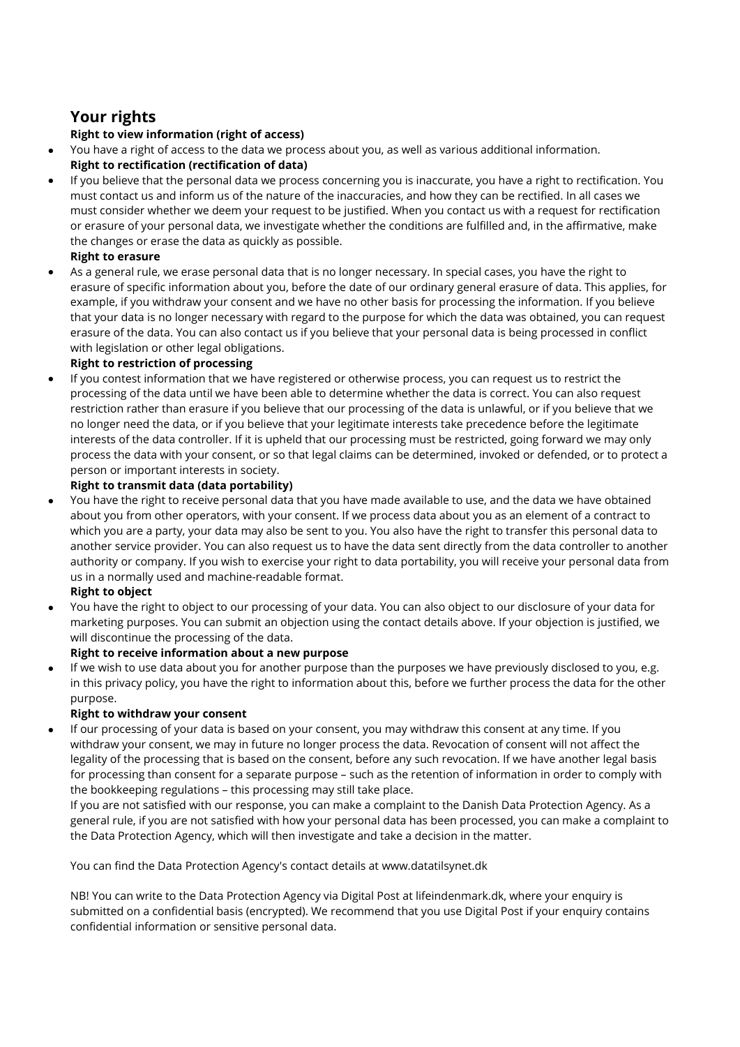## Your rights

**Right to view information (right of access)**

- You have a right of access to the data we process about you, as well as various additional information.

**Right to rectification (rectification of data)**

- If you believe that the personal data we process concerning you is inaccurate, you have a right to rectification. You must contact us and inform us of the nature of the inaccuracies, and how they can be rectified. In all cases we must consider whether we deem your request to be justified. When you contact us with a request for rectification or erasure of your personal data, we investigate whether the conditions are fulfilled and, in the affirmative, make the changes or erase the data as quickly as possible.

**Right to erasure**

- As a general rule, we erase personal data that is no longer necessary. In special cases, you have the right to erasure of specific information about you, before the date of our ordinary general erasure of data. This applies, for example, if you withdraw your consent and we have no other basis for processing the information. If you believe that your data is no longer necessary with regard to the purpose for which the data was obtained, you can request erasure of the data. You can also contact us if you believe that your personal data is being processed in conflict with legislation or other legal obligations.

**Right to restriction of processing**

- If you contest information that we have registered or otherwise process, you can request us to restrict the processing of the data until we have been able to determine whether the data is correct. You can also request restriction rather than erasure if you believe that our processing of the data is unlawful, or if you believe that we no longer need the data, or if you believe that your legitimate interests take precedence before the legitimate interests of the data controller. If it is upheld that our processing must be restricted, going forward we may only process the data with your consent, or so that legal claims can be determined, invoked or defended, or to protect a person or important interests in society.

**Right to transmit data (data portability)**

- You have the right to receive personal data that you have made available to use, and the data we have obtained about you from other operators, with your consent. If we process data about you as an element of a contract to which you are a party, your data may also be sent to you. You also have the right to transfer this personal data to another service provider. You can also request us to have the data sent directly from the data controller to another authority or company. If you wish to exercise your right to data portability, you will receive your personal data from us in a normally used and machine-readable format.

**Right to object**

- You have the right to object to our processing of your data. You can also object to our disclosure of your data for marketing purposes. You can submit an objection using the contact details above. If your objection is justified, we will discontinue the processing of the data.

**Right to receive information about a new purpose**

- If we wish to use data about you for another purpose than the purposes we have previously disclosed to you, e.g. in this privacy policy, you have the right to information about this, before we further process the data for the other purpose.

**Right to withdraw your consent**

- If our processing of your data is based on your consent, you may withdraw this consent at any time. If you withdraw your consent, we may in future no longer process the data. Revocation of consent will not affect the legality of the processing that is based on the consent, before any such revocation. If we have another legal basis for processing than consent for a separate purpose – such as the retention of information in order to comply with the bookkeeping regulations – this processing may still take place.

If you are not satisfied with our response, you can make a complaint to the Danish Data Protection Agency. As a general rule, if you are not satisfied with how your personal data has been processed, you can make a complaint to the Data Protection Agency, which will then investigate and take a decision in the matter.

You can find the Data Protection Agency's contact details at www.datatilsynet.dk

NB! You can write to the Data Protection Agency via Digital Post at lifeindenmark.dk, where your enquiry is submitted on a confidential basis (encrypted). We recommend that you use Digital Post if your enquiry contains confidential information or sensitive personal data.